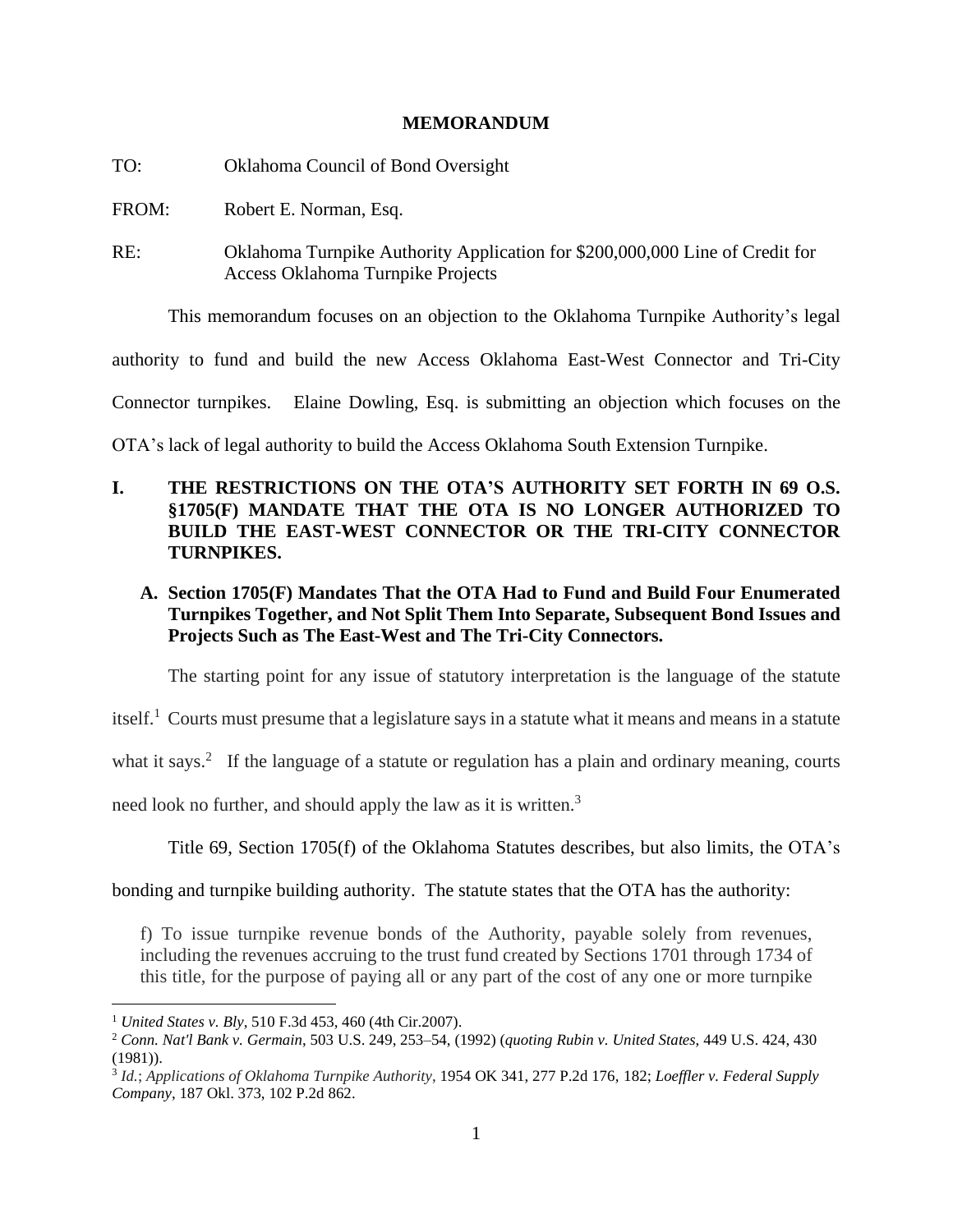# MEMORANDUM

TO: Oklahoma Council of Bond Oversight

FROM: Robert E. Norman, Esq.

RE: Oklahoma Turnpike Authority Application for $200,000,000 Line of Credit for Access Oklahoma Turnpike Projects

This memorandum focuses on an objection to the Oklahoma Turnpike Authority's legal authority to fund and build the new Access Oklahoma East-West Connector and Tri-City Connector turnpikes. Elaine Dowling, Esq. is submitting an objection which focuses on the OTA's lack of legal authority to build the Access Oklahoma South Extension Turnpike.

## I. THE RESTRICTIONS ON THE OTA'S AUTHORITY SET FORTH IN 69 O.S. §1705(F) MANDATE THAT THE OTA IS NO LONGER AUTHORIZED TO BUILD THE EAST-WEST CONNECTOR OR THE TRI-CITY CONNECTOR TURNPIKES.

### A. Section 1705(F) Mandates That the OTA Had to Fund and Build Four Enumerated Turnpikes Together, and Not Split Them Into Separate, Subsequent Bond Issues and Projects Such as The East-West and The Tri-City Connectors.

The starting point for any issue of statutory interpretation is the language of the statute itself.[1] Courts must presume that a legislature says in a statute what it means and means in a statute what it says.[2] If the language of a statute or regulation has a plain and ordinary meaning, courts need look no further, and should apply the law as it is written.[3]

Title 69, Section 1705(f) of the Oklahoma Statutes describes, but also limits, the OTA's bonding and turnpike building authority. The statute states that the OTA has the authority:

> f) To issue turnpike revenue bonds of the Authority, payable solely from revenues, including the revenues accruing to the trust fund created by Sections 1701 through 1734 of this title, for the purpose of paying all or any part of the cost of any one or more turnpike

---

[1] *United States v. Bly*, 510 F.3d 453, 460 (4th Cir.2007).

[2] *Conn. Nat'l Bank v. Germain*, 503 U.S. 249, 253–54, (1992) (*quoting Rubin v. United States*, 449 U.S. 424, 430 (1981)).

[3] *Id.*; *Applications of Oklahoma Turnpike Authority*, 1954 OK 341, 277 P.2d 176, 182; *Loeffler v. Federal Supply Company*, 187 Okl. 373, 102 P.2d 862.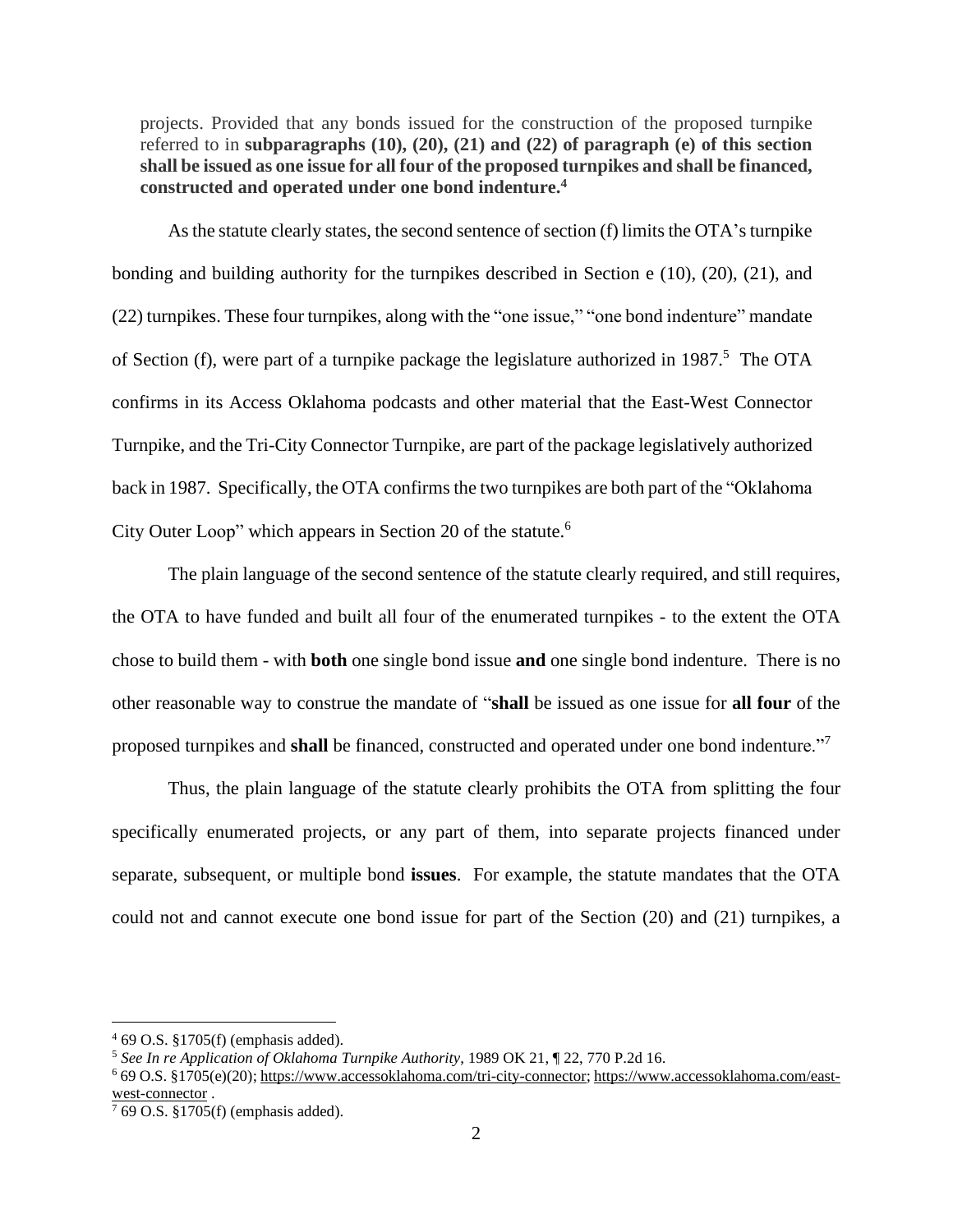projects. Provided that any bonds issued for the construction of the proposed turnpike referred to in **subparagraphs (10), (20), (21) and (22) of paragraph (e) of this section shall be issued as one issue for all four of the proposed turnpikes and shall be financed, constructed and operated under one bond indenture.**[4]

As the statute clearly states, the second sentence of section (f) limits the OTA's turnpike bonding and building authority for the turnpikes described in Section e (10), (20), (21), and (22) turnpikes. These four turnpikes, along with the "one issue," "one bond indenture" mandate of Section (f), were part of a turnpike package the legislature authorized in 1987.[5] The OTA confirms in its Access Oklahoma podcasts and other material that the East-West Connector Turnpike, and the Tri-City Connector Turnpike, are part of the package legislatively authorized back in 1987. Specifically, the OTA confirms the two turnpikes are both part of the "Oklahoma City Outer Loop" which appears in Section 20 of the statute.[6]

The plain language of the second sentence of the statute clearly required, and still requires, the OTA to have funded and built all four of the enumerated turnpikes - to the extent the OTA chose to build them - with **both** one single bond issue **and** one single bond indenture. There is no other reasonable way to construe the mandate of "**shall** be issued as one issue for **all four** of the proposed turnpikes and **shall** be financed, constructed and operated under one bond indenture."[7]

Thus, the plain language of the statute clearly prohibits the OTA from splitting the four specifically enumerated projects, or any part of them, into separate projects financed under separate, subsequent, or multiple bond **issues**. For example, the statute mandates that the OTA could not and cannot execute one bond issue for part of the Section (20) and (21) turnpikes, a

---

[4] 69 O.S. §1705(f) (emphasis added).

[5] *See In re Application of Oklahoma Turnpike Authority*, 1989 OK 21, ¶ 22, 770 P.2d 16.

[6] 69 O.S. §1705(e)(20); https://www.accessoklahoma.com/tri-city-connector; https://www.accessoklahoma.com/east-west-connector .

[7] 69 O.S. §1705(f) (emphasis added).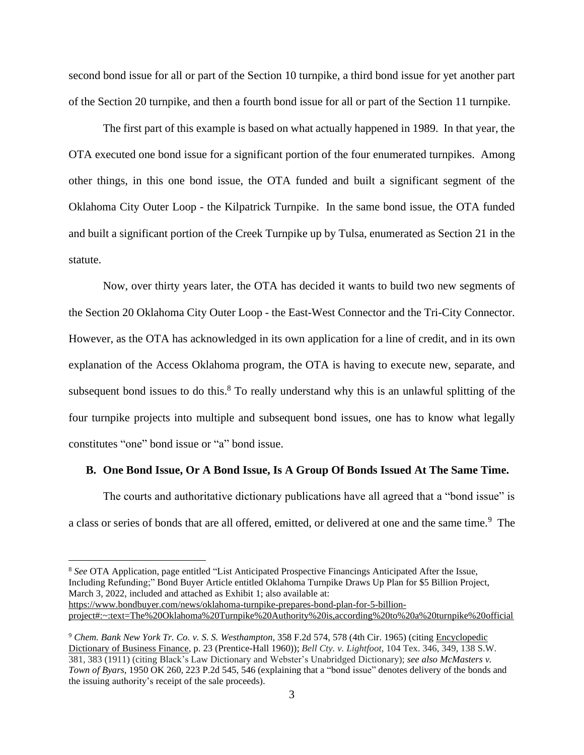second bond issue for all or part of the Section 10 turnpike, a third bond issue for yet another part of the Section 20 turnpike, and then a fourth bond issue for all or part of the Section 11 turnpike.

The first part of this example is based on what actually happened in 1989. In that year, the OTA executed one bond issue for a significant portion of the four enumerated turnpikes. Among other things, in this one bond issue, the OTA funded and built a significant segment of the Oklahoma City Outer Loop - the Kilpatrick Turnpike. In the same bond issue, the OTA funded and built a significant portion of the Creek Turnpike up by Tulsa, enumerated as Section 21 in the statute.

Now, over thirty years later, the OTA has decided it wants to build two new segments of the Section 20 Oklahoma City Outer Loop - the East-West Connector and the Tri-City Connector. However, as the OTA has acknowledged in its own application for a line of credit, and in its own explanation of the Access Oklahoma program, the OTA is having to execute new, separate, and subsequent bond issues to do this.[8] To really understand why this is an unlawful splitting of the four turnpike projects into multiple and subsequent bond issues, one has to know what legally constitutes "one" bond issue or "a" bond issue.

### B. One Bond Issue, Or A Bond Issue, Is A Group Of Bonds Issued At The Same Time.

The courts and authoritative dictionary publications have all agreed that a "bond issue" is a class or series of bonds that are all offered, emitted, or delivered at one and the same time.[9] The

---

[8] *See* OTA Application, page entitled "List Anticipated Prospective Financings Anticipated After the Issue, Including Refunding;" Bond Buyer Article entitled Oklahoma Turnpike Draws Up Plan for $5 Billion Project, March 3, 2022, included and attached as Exhibit 1; also available at: https://www.bondbuyer.com/news/oklahoma-turnpike-prepares-bond-plan-for-5-billion-project#:~:text=The%20Oklahoma%20Turnpike%20Authority%20is,according%20to%20a%20turnpike%20official

[9] *Chem. Bank New York Tr. Co. v. S. S. Westhampton*, 358 F.2d 574, 578 (4th Cir. 1965) (citing Encyclopedic Dictionary of Business Finance, p. 23 (Prentice-Hall 1960)); *Bell Cty. v. Lightfoot*, 104 Tex. 346, 349, 138 S.W. 381, 383 (1911) (citing Black's Law Dictionary and Webster's Unabridged Dictionary); *see also McMasters v. Town of Byars*, 1950 OK 260, 223 P.2d 545, 546 (explaining that a "bond issue" denotes delivery of the bonds and the issuing authority's receipt of the sale proceeds).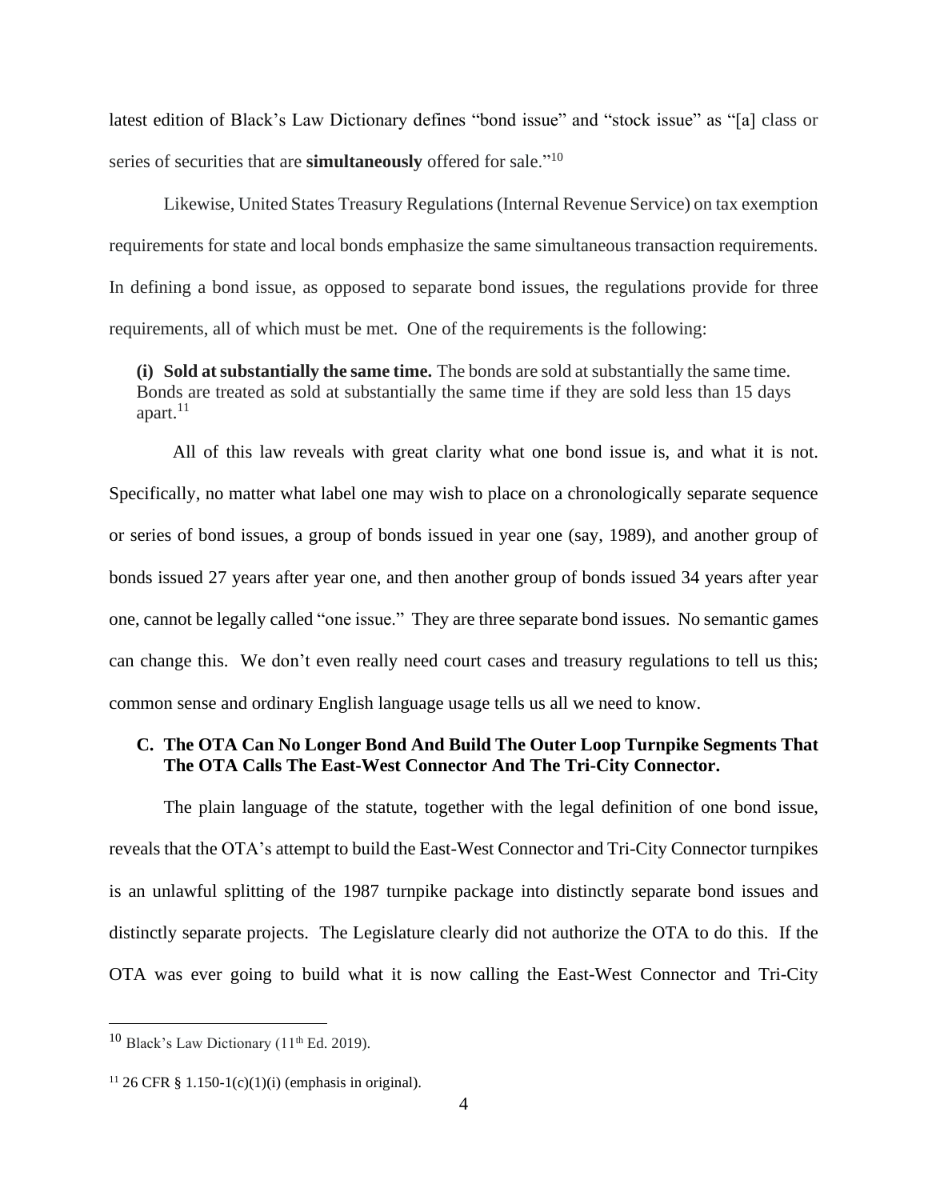latest edition of Black's Law Dictionary defines "bond issue" and "stock issue" as "[a] class or series of securities that are **simultaneously** offered for sale."[10]

Likewise, United States Treasury Regulations (Internal Revenue Service) on tax exemption requirements for state and local bonds emphasize the same simultaneous transaction requirements. In defining a bond issue, as opposed to separate bond issues, the regulations provide for three requirements, all of which must be met. One of the requirements is the following:

> **(i) Sold at substantially the same time.** The bonds are sold at substantially the same time. Bonds are treated as sold at substantially the same time if they are sold less than 15 days apart.[11]

All of this law reveals with great clarity what one bond issue is, and what it is not. Specifically, no matter what label one may wish to place on a chronologically separate sequence or series of bond issues, a group of bonds issued in year one (say, 1989), and another group of bonds issued 27 years after year one, and then another group of bonds issued 34 years after year one, cannot be legally called "one issue." They are three separate bond issues. No semantic games can change this. We don't even really need court cases and treasury regulations to tell us this; common sense and ordinary English language usage tells us all we need to know.

### C. The OTA Can No Longer Bond And Build The Outer Loop Turnpike Segments That The OTA Calls The East-West Connector And The Tri-City Connector.

The plain language of the statute, together with the legal definition of one bond issue, reveals that the OTA's attempt to build the East-West Connector and Tri-City Connector turnpikes is an unlawful splitting of the 1987 turnpike package into distinctly separate bond issues and distinctly separate projects. The Legislature clearly did not authorize the OTA to do this. If the OTA was ever going to build what it is now calling the East-West Connector and Tri-City

---

[10] Black's Law Dictionary (11th Ed. 2019).

[11] 26 CFR § 1.150-1(c)(1)(i) (emphasis in original).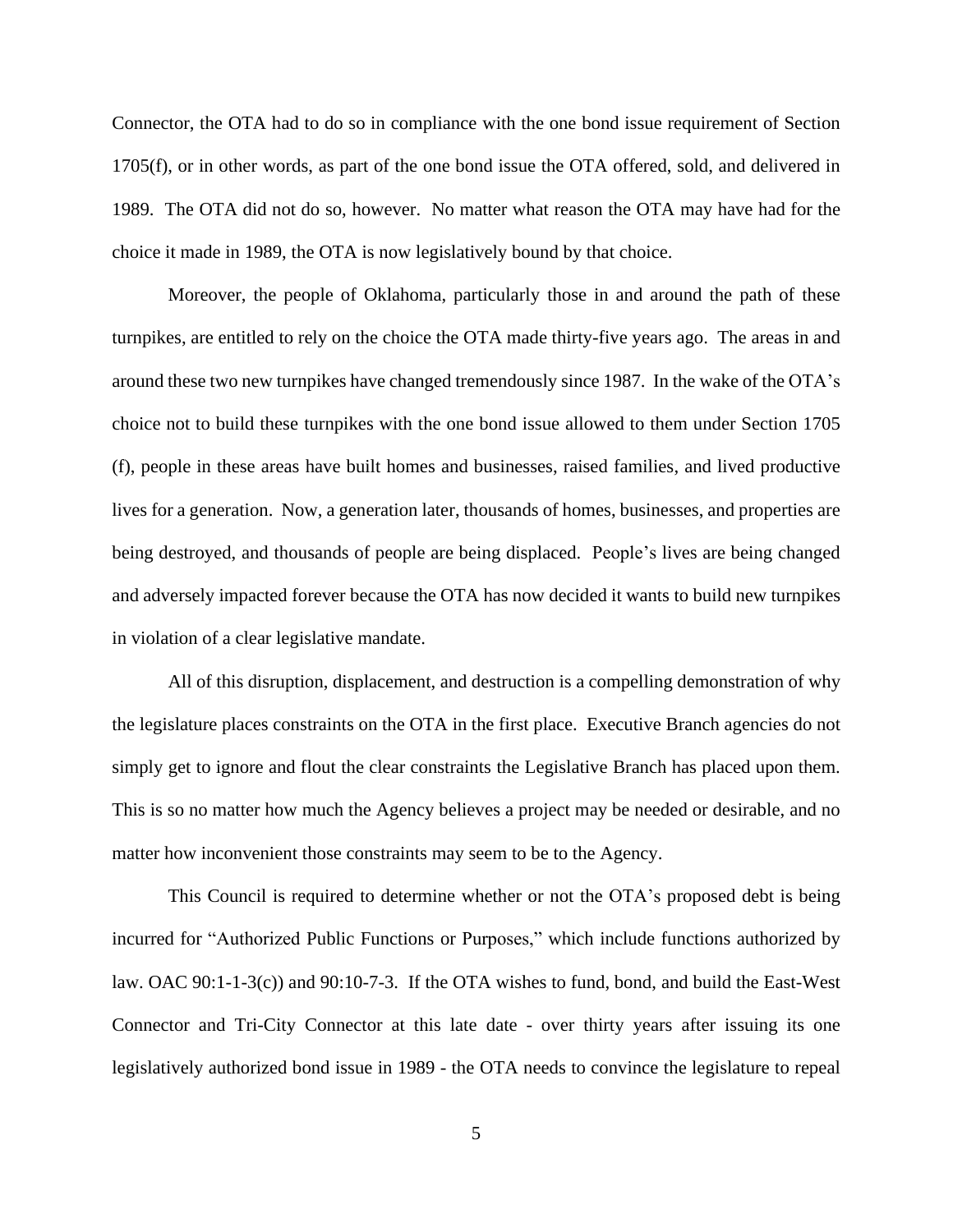Connector, the OTA had to do so in compliance with the one bond issue requirement of Section 1705(f), or in other words, as part of the one bond issue the OTA offered, sold, and delivered in 1989. The OTA did not do so, however. No matter what reason the OTA may have had for the choice it made in 1989, the OTA is now legislatively bound by that choice.

Moreover, the people of Oklahoma, particularly those in and around the path of these turnpikes, are entitled to rely on the choice the OTA made thirty-five years ago. The areas in and around these two new turnpikes have changed tremendously since 1987. In the wake of the OTA's choice not to build these turnpikes with the one bond issue allowed to them under Section 1705 (f), people in these areas have built homes and businesses, raised families, and lived productive lives for a generation. Now, a generation later, thousands of homes, businesses, and properties are being destroyed, and thousands of people are being displaced. People's lives are being changed and adversely impacted forever because the OTA has now decided it wants to build new turnpikes in violation of a clear legislative mandate.

All of this disruption, displacement, and destruction is a compelling demonstration of why the legislature places constraints on the OTA in the first place. Executive Branch agencies do not simply get to ignore and flout the clear constraints the Legislative Branch has placed upon them. This is so no matter how much the Agency believes a project may be needed or desirable, and no matter how inconvenient those constraints may seem to be to the Agency.

This Council is required to determine whether or not the OTA's proposed debt is being incurred for "Authorized Public Functions or Purposes," which include functions authorized by law. OAC 90:1-1-3(c)) and 90:10-7-3. If the OTA wishes to fund, bond, and build the East-West Connector and Tri-City Connector at this late date - over thirty years after issuing its one legislatively authorized bond issue in 1989 - the OTA needs to convince the legislature to repeal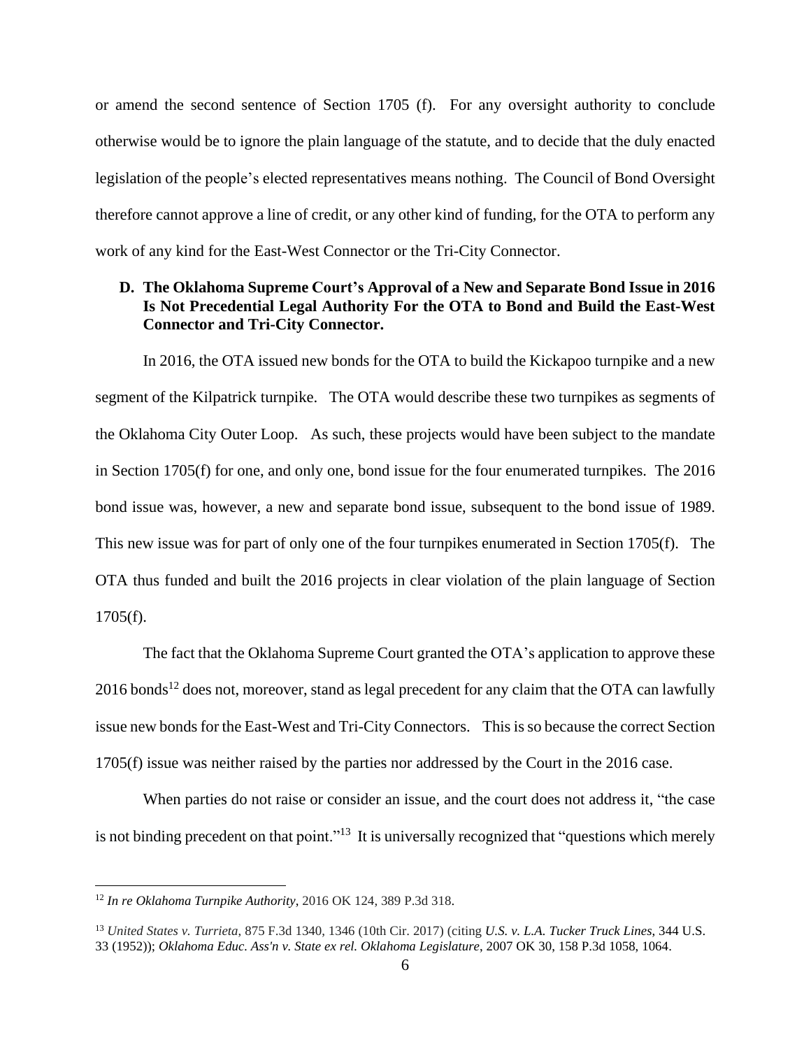or amend the second sentence of Section 1705 (f). For any oversight authority to conclude otherwise would be to ignore the plain language of the statute, and to decide that the duly enacted legislation of the people's elected representatives means nothing. The Council of Bond Oversight therefore cannot approve a line of credit, or any other kind of funding, for the OTA to perform any work of any kind for the East-West Connector or the Tri-City Connector.

**D. The Oklahoma Supreme Court's Approval of a New and Separate Bond Issue in 2016 Is Not Precedential Legal Authority For the OTA to Bond and Build the East-West Connector and Tri-City Connector.**

In 2016, the OTA issued new bonds for the OTA to build the Kickapoo turnpike and a new segment of the Kilpatrick turnpike. The OTA would describe these two turnpikes as segments of the Oklahoma City Outer Loop. As such, these projects would have been subject to the mandate in Section 1705(f) for one, and only one, bond issue for the four enumerated turnpikes. The 2016 bond issue was, however, a new and separate bond issue, subsequent to the bond issue of 1989. This new issue was for part of only one of the four turnpikes enumerated in Section 1705(f). The OTA thus funded and built the 2016 projects in clear violation of the plain language of Section 1705(f).

The fact that the Oklahoma Supreme Court granted the OTA's application to approve these 2016 bonds[12] does not, moreover, stand as legal precedent for any claim that the OTA can lawfully issue new bonds for the East-West and Tri-City Connectors. This is so because the correct Section 1705(f) issue was neither raised by the parties nor addressed by the Court in the 2016 case.

When parties do not raise or consider an issue, and the court does not address it, "the case is not binding precedent on that point."[13] It is universally recognized that "questions which merely

[12] *In re Oklahoma Turnpike Authority*, 2016 OK 124, 389 P.3d 318.

[13] *United States v. Turrieta*, 875 F.3d 1340, 1346 (10th Cir. 2017) (citing *U.S. v. L.A. Tucker Truck Lines*, 344 U.S. 33 (1952)); *Oklahoma Educ. Ass'n v. State ex rel. Oklahoma Legislature*, 2007 OK 30, 158 P.3d 1058, 1064.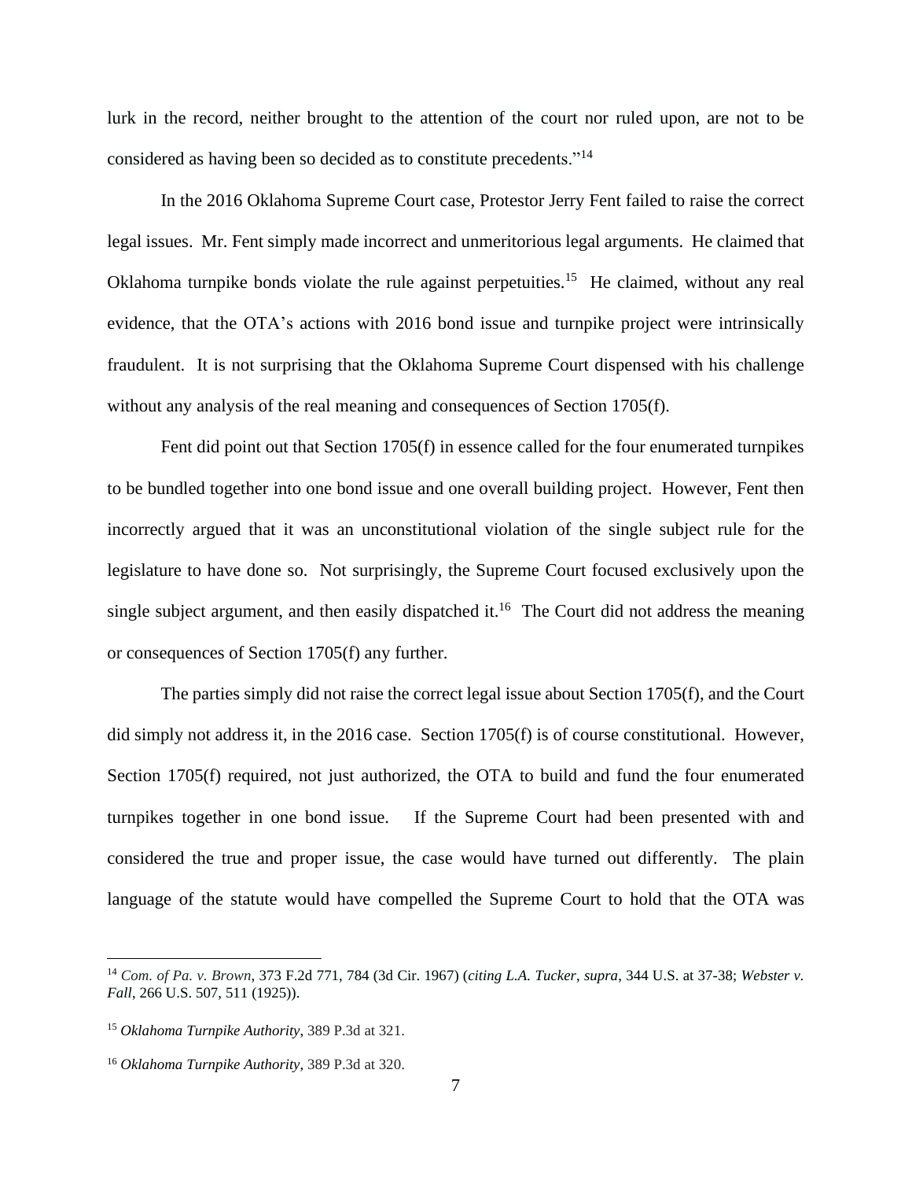lurk in the record, neither brought to the attention of the court nor ruled upon, are not to be considered as having been so decided as to constitute precedents."[14]

In the 2016 Oklahoma Supreme Court case, Protestor Jerry Fent failed to raise the correct legal issues. Mr. Fent simply made incorrect and unmeritorious legal arguments. He claimed that Oklahoma turnpike bonds violate the rule against perpetuities.[15] He claimed, without any real evidence, that the OTA's actions with 2016 bond issue and turnpike project were intrinsically fraudulent. It is not surprising that the Oklahoma Supreme Court dispensed with his challenge without any analysis of the real meaning and consequences of Section 1705(f).

Fent did point out that Section 1705(f) in essence called for the four enumerated turnpikes to be bundled together into one bond issue and one overall building project. However, Fent then incorrectly argued that it was an unconstitutional violation of the single subject rule for the legislature to have done so. Not surprisingly, the Supreme Court focused exclusively upon the single subject argument, and then easily dispatched it.[16] The Court did not address the meaning or consequences of Section 1705(f) any further.

The parties simply did not raise the correct legal issue about Section 1705(f), and the Court did simply not address it, in the 2016 case. Section 1705(f) is of course constitutional. However, Section 1705(f) required, not just authorized, the OTA to build and fund the four enumerated turnpikes together in one bond issue. If the Supreme Court had been presented with and considered the true and proper issue, the case would have turned out differently. The plain language of the statute would have compelled the Supreme Court to hold that the OTA was

---

[14] *Com. of Pa. v. Brown*, 373 F.2d 771, 784 (3d Cir. 1967) (*citing L.A. Tucker*, *supra*, 344 U.S. at 37-38; *Webster v. Fall*, 266 U.S. 507, 511 (1925)).

[15] *Oklahoma Turnpike Authority*, 389 P.3d at 321.

[16] *Oklahoma Turnpike Authority*, 389 P.3d at 320.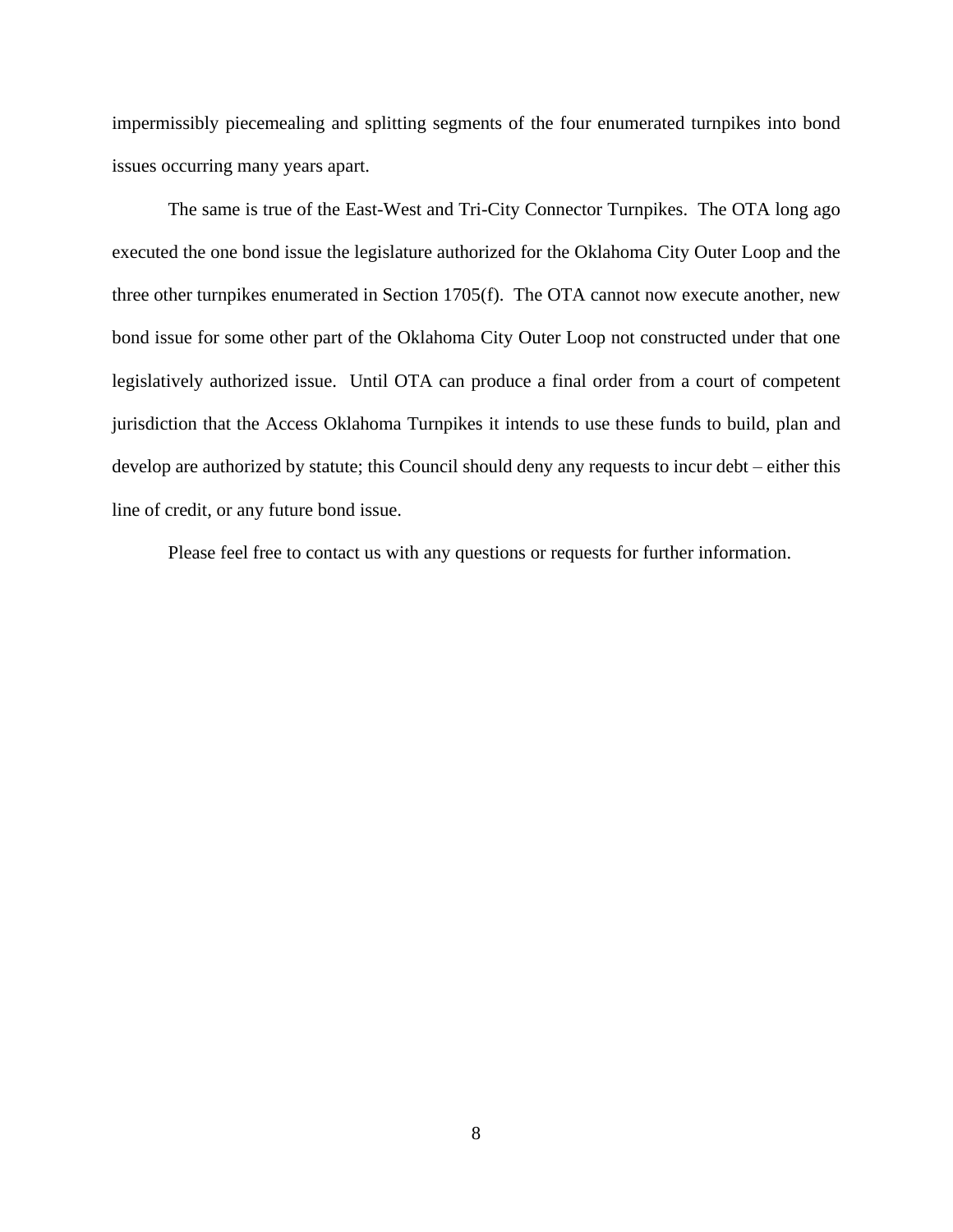impermissibly piecemealing and splitting segments of the four enumerated turnpikes into bond issues occurring many years apart.

The same is true of the East-West and Tri-City Connector Turnpikes. The OTA long ago executed the one bond issue the legislature authorized for the Oklahoma City Outer Loop and the three other turnpikes enumerated in Section 1705(f). The OTA cannot now execute another, new bond issue for some other part of the Oklahoma City Outer Loop not constructed under that one legislatively authorized issue. Until OTA can produce a final order from a court of competent jurisdiction that the Access Oklahoma Turnpikes it intends to use these funds to build, plan and develop are authorized by statute; this Council should deny any requests to incur debt – either this line of credit, or any future bond issue.

Please feel free to contact us with any questions or requests for further information.